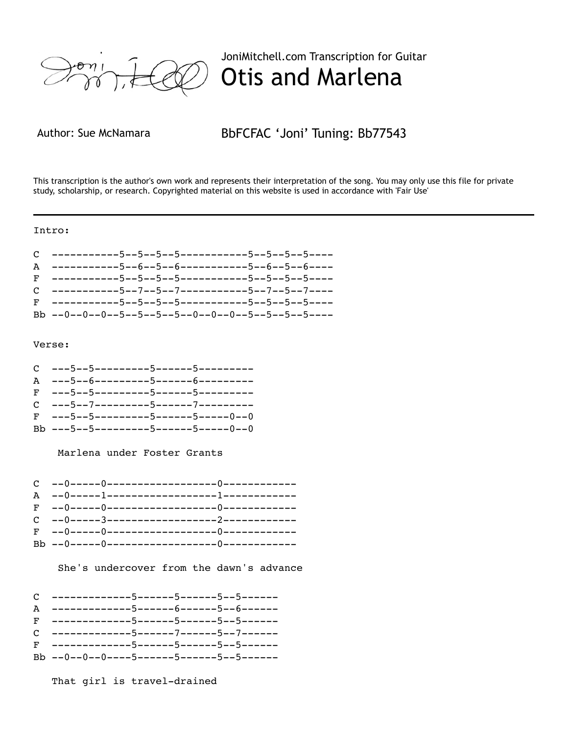JoniMitchell.com Transcription for Guitar

# Otis and Marlena

Author: Sue McNamara

BbFCFAC 'Joni' Tuning: Bb77543

This transcription is the author's own work and represents their interpretation of the song. You may only use this file for private study, scholarship, or research. Copyrighted material on this website is used in accordance with 'Fair Use'

---

Intro:

```
C  -----------5--5--5--5-----------5--5--5--5----
A  -----------5--6--5--6-----------5--6--5--6----
F  -----------5--5--5--5-----------5--5--5--5----
C  -----------5--7--5--7-----------5--7--5--7----
F  -----------5--5--5--5-----------5--5--5--5----
Bb --0--0--0--5--5--5--5--0--0--0--5--5--5--5----
```

Verse:

```
C  ---5--5---------5------5---------
A  ---5--6---------5------6---------
F  ---5--5---------5------5---------
C  ---5--7---------5------7---------
F  ---5--5---------5------5-----0--0
Bb ---5--5---------5------5-----0--0

    Marlena under Foster Grants

C  --0-----0------------------0------------
A  --0-----1------------------1------------
F  --0-----0------------------0------------
C  --0-----3------------------2------------
F  --0-----0------------------0------------
Bb --0-----0------------------0------------

    She's undercover from the dawn's advance

C  -------------5------5------5--5------
A  -------------5------6------5--6------
F  -------------5------5------5--5------
C  -------------5------7------5--7------
F  -------------5------5------5--5------
Bb --0--0--0----5------5------5--5------

   That girl is travel-drained
```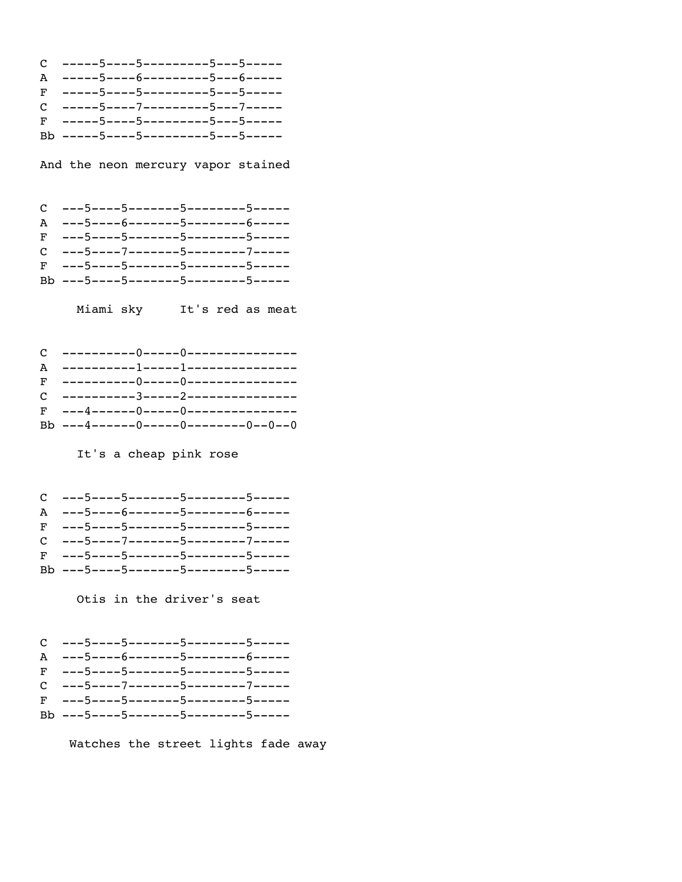```
C  -----5----5---------5---5-----
A  -----5----6---------5---6-----
F  -----5----5---------5---5-----
C  -----5----7---------5---7-----
F  -----5----5---------5---5-----
Bb -----5----5---------5---5-----
```

And the neon mercury vapor stained

```
C  ---5----5-------5--------5-----
A  ---5----6-------5--------6-----
F  ---5----5-------5--------5-----
C  ---5----7-------5--------7-----
F  ---5----5-------5--------5-----
Bb ---5----5-------5--------5-----
```

Miami sky     It's red as meat

```
C  ----------0-----0---------------
A  ----------1-----1---------------
F  ----------0-----0---------------
C  ----------3-----2---------------
F  ---4------0-----0---------------
Bb ---4------0-----0--------0--0--0
```

It's a cheap pink rose

```
C  ---5----5-------5--------5-----
A  ---5----6-------5--------6-----
F  ---5----5-------5--------5-----
C  ---5----7-------5--------7-----
F  ---5----5-------5--------5-----
Bb ---5----5-------5--------5-----
```

Otis in the driver's seat

```
C  ---5----5-------5--------5-----
A  ---5----6-------5--------6-----
F  ---5----5-------5--------5-----
C  ---5----7-------5--------7-----
F  ---5----5-------5--------5-----
Bb ---5----5-------5--------5-----
```

Watches the street lights fade away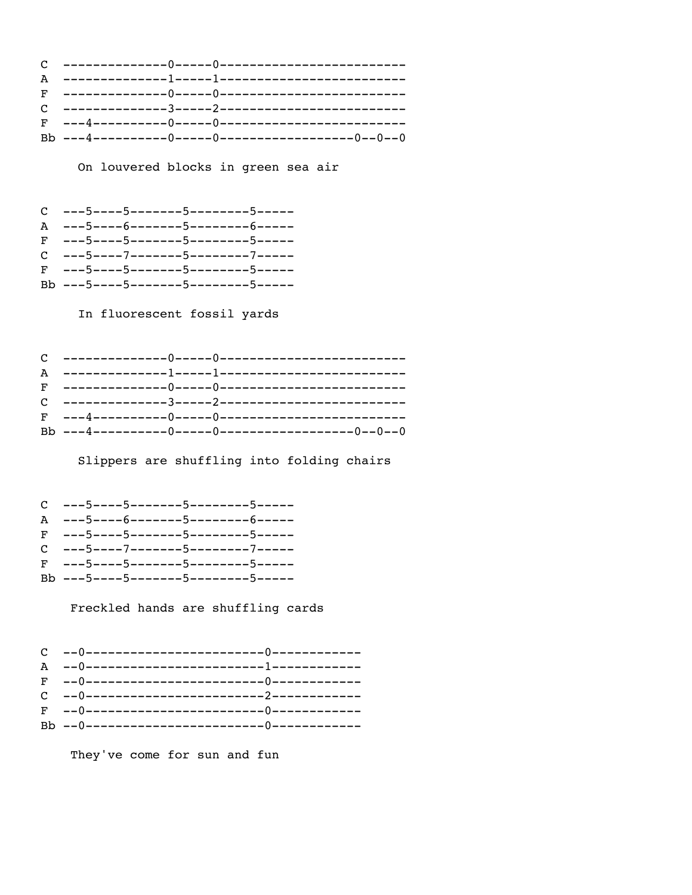```
C  --------------0-----0------------------------
A  --------------1-----1------------------------
F  --------------0-----0------------------------
C  --------------3-----2------------------------
F  ---4----------0-----0------------------------
Bb ---4----------0-----0-----------------0--0--0
```

On louvered blocks in green sea air

```
C  ---5----5-------5--------5-----
A  ---5----6-------5--------6-----
F  ---5----5-------5--------5-----
C  ---5----7-------5--------7-----
F  ---5----5-------5--------5-----
Bb ---5----5-------5--------5-----
```

In fluorescent fossil yards

```
C  --------------0-----0------------------------
A  --------------1-----1------------------------
F  --------------0-----0------------------------
C  --------------3-----2------------------------
F  ---4----------0-----0------------------------
Bb ---4----------0-----0-----------------0--0--0
```

Slippers are shuffling into folding chairs

```
C  ---5----5-------5--------5-----
A  ---5----6-------5--------6-----
F  ---5----5-------5--------5-----
C  ---5----7-------5--------7-----
F  ---5----5-------5--------5-----
Bb ---5----5-------5--------5-----
```

Freckled hands are shuffling cards

```
C  --0------------------------0------------
A  --0------------------------1------------
F  --0------------------------0------------
C  --0------------------------2------------
F  --0------------------------0------------
Bb --0------------------------0------------
```

They've come for sun and fun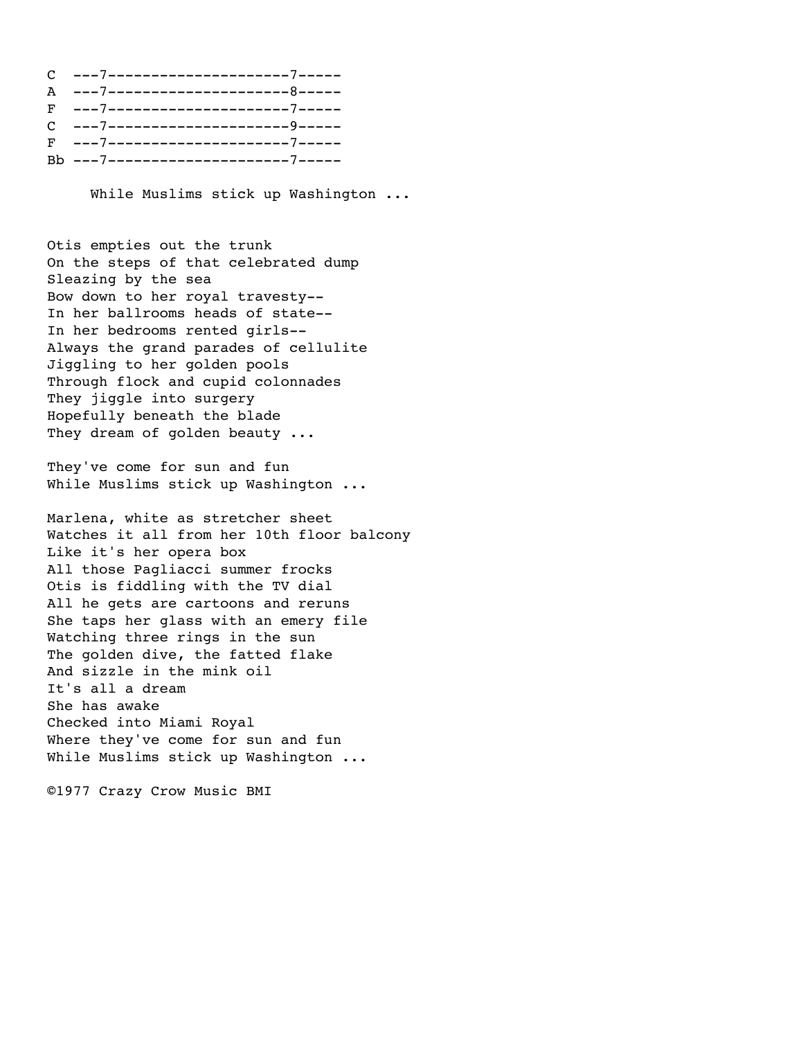```
C  ---7---------------------7-----
A  ---7---------------------8-----
F  ---7---------------------7-----
C  ---7---------------------9-----
F  ---7---------------------7-----
Bb ---7---------------------7-----
```

While Muslims stick up Washington ...

Otis empties out the trunk
On the steps of that celebrated dump
Sleazing by the sea
Bow down to her royal travesty--
In her ballrooms heads of state--
In her bedrooms rented girls--
Always the grand parades of cellulite
Jiggling to her golden pools
Through flock and cupid colonnades
They jiggle into surgery
Hopefully beneath the blade
They dream of golden beauty ...

They've come for sun and fun
While Muslims stick up Washington ...

Marlena, white as stretcher sheet
Watches it all from her 10th floor balcony
Like it's her opera box
All those Pagliacci summer frocks
Otis is fiddling with the TV dial
All he gets are cartoons and reruns
She taps her glass with an emery file
Watching three rings in the sun
The golden dive, the fatted flake
And sizzle in the mink oil
It's all a dream
She has awake
Checked into Miami Royal
Where they've come for sun and fun
While Muslims stick up Washington ...

©1977 Crazy Crow Music BMI